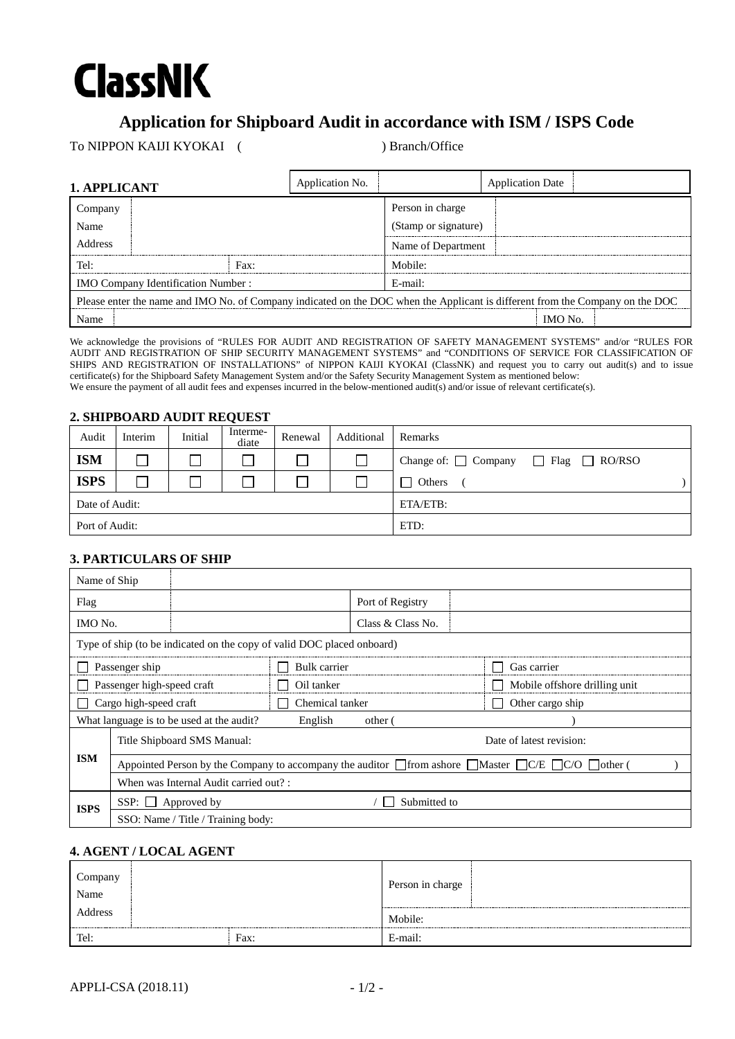# ClassNK

## Application for Shipboard Audit in accordance with ISM / ISPS Code

To NIPPON KAIJI KYOKAI ( ) Branch/Office

### 1. APPLICANT

| | | | |
|---|---|---|---|
| Application No. | | Application Date | |

| | | | |
|---|---|---|---|
| Company Name Address | | Person in charge (Stamp or signature) | |
| | | Name of Department | |
| Tel: | Fax: | Mobile: | |
| IMO Company Identification Number : | | E-mail: | |

Please enter the name and IMO No. of Company indicated on the DOC when the Applicant is different from the Company on the DOC

| | | | |
|---|---|---|---|
| Name | | IMO No. | |

We acknowledge the provisions of "RULES FOR AUDIT AND REGISTRATION OF SAFETY MANAGEMENT SYSTEMS" and/or "RULES FOR AUDIT AND REGISTRATION OF SHIP SECURITY MANAGEMENT SYSTEMS" and "CONDITIONS OF SERVICE FOR CLASSIFICATION OF SHIPS AND REGISTRATION OF INSTALLATIONS" of NIPPON KAIJI KYOKAI (ClassNK) and request you to carry out audit(s) and to issue certificate(s) for the Shipboard Safety Management System and/or the Safety Security Management System as mentioned below:
We ensure the payment of all audit fees and expenses incurred in the below-mentioned audit(s) and/or issue of relevant certificate(s).

### 2. SHIPBOARD AUDIT REQUEST

| Audit | Interim | Initial | Interme-diate | Renewal | Additional | Remarks |
|---|---|---|---|---|---|---|
| **ISM** | ☐ | ☐ | ☐ | ☐ | ☐ | Change of: ☐ Company ☐ Flag ☐ RO/RSO |
| **ISPS** | ☐ | ☐ | ☐ | ☐ | ☐ | ☐ Others ( ) |
| Date of Audit: | | | | | | ETA/ETB: |
| Port of Audit: | | | | | | ETD: |

### 3. PARTICULARS OF SHIP

| | | | |
|---|---|---|---|
| Name of Ship | | | |
| Flag | | Port of Registry | |
| IMO No. | | Class & Class No. | |

Type of ship (to be indicated on the copy of valid DOC placed onboard)

| | | |
|---|---|---|
| ☐ Passenger ship | ☐ Bulk carrier | ☐ Gas carrier |
| ☐ Passenger high-speed craft | ☐ Oil tanker | ☐ Mobile offshore drilling unit |
| ☐ Cargo high-speed craft | ☐ Chemical tanker | ☐ Other cargo ship |

What language is to be used at the audit? English other ( )

| | |
|---|---|
| **ISM** | Title Shipboard SMS Manual: Date of latest revision: |
| | Appointed Person by the Company to accompany the auditor ☐from ashore ☐Master ☐C/E ☐C/O ☐other ( ) |
| | When was Internal Audit carried out? : |
| **ISPS** | SSP: ☐ Approved by / ☐ Submitted to |
| | SSO: Name / Title / Training body: |

### 4. AGENT / LOCAL AGENT

| | | | |
|---|---|---|---|
| Company Name Address | | Person in charge | |
| | | Mobile: | |
| Tel: | Fax: | E-mail: | |

APPLI-CSA (2018.11)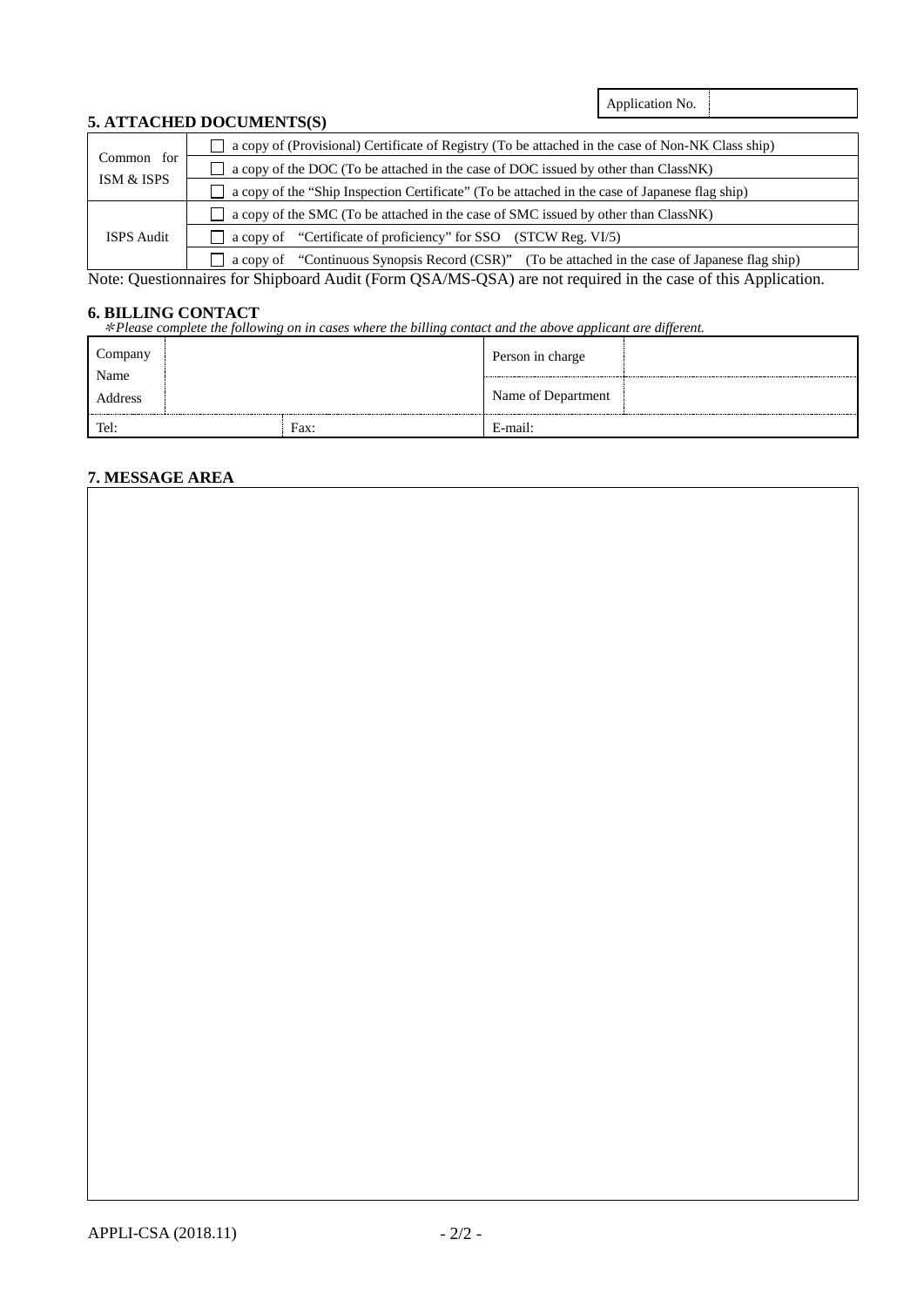| Application No. | |
|---|---|

## 5. ATTACHED DOCUMENTS(S)

| | |
|---|---|
| Common for ISM & ISPS | ☐ a copy of (Provisional) Certificate of Registry (To be attached in the case of Non-NK Class ship) |
| | ☐ a copy of the DOC (To be attached in the case of DOC issued by other than ClassNK) |
| | ☐ a copy of the "Ship Inspection Certificate" (To be attached in the case of Japanese flag ship) |
| ISPS Audit | ☐ a copy of the SMC (To be attached in the case of SMC issued by other than ClassNK) |
| | ☐ a copy of "Certificate of proficiency" for SSO (STCW Reg. VI/5) |
| | ☐ a copy of "Continuous Synopsis Record (CSR)" (To be attached in the case of Japanese flag ship) |

Note: Questionnaires for Shipboard Audit (Form QSA/MS-QSA) are not required in the case of this Application.

## 6. BILLING CONTACT

**\****Please complete the following on in cases where the billing contact and the above applicant are different.*

| | | | | |
|---|---|---|---|---|
| Company Name | | | Person in charge | |
| Address | | | Name of Department | |
| Tel: | | Fax: | E-mail: | |

## 7. MESSAGE AREA

APPLI-CSA (2018.11)